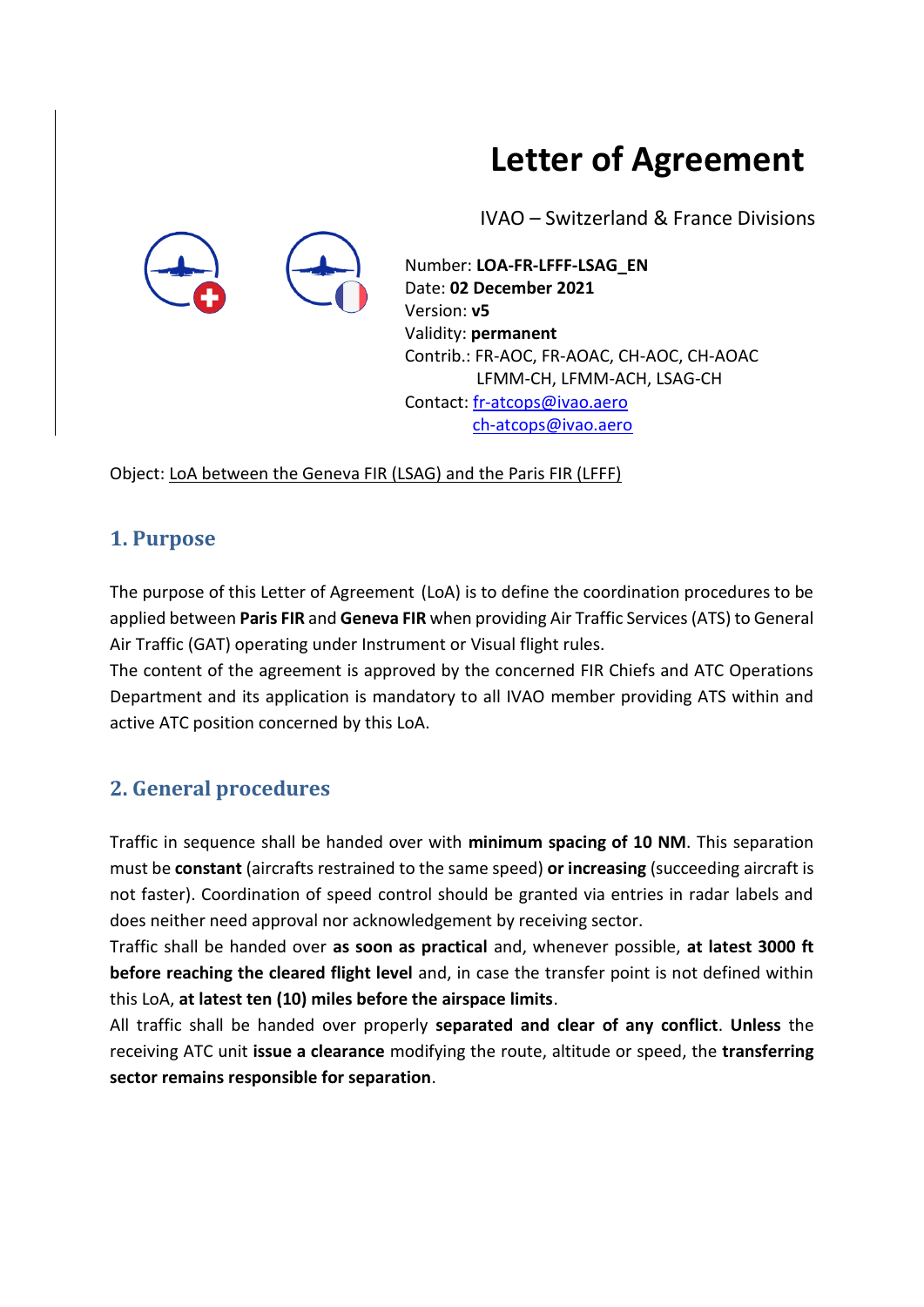# Letter of Agreement

IVAO – Switzerland & France Divisions

Number: **LOA-FR-LFFF-LSAG_EN**
Date: **02 December 2021**
Version: **v5**
Validity: **permanent**
Contrib.: FR-AOC, FR-AOAC, CH-AOC, CH-AOAC
LFMM-CH, LFMM-ACH, LSAG-CH
Contact: [fr-atcops@ivao.aero](mailto:fr-atcops@ivao.aero)
[ch-atcops@ivao.aero](mailto:ch-atcops@ivao.aero)

Object: LoA between the Geneva FIR (LSAG) and the Paris FIR (LFFF)

## 1. Purpose

The purpose of this Letter of Agreement (LoA) is to define the coordination procedures to be applied between **Paris FIR** and **Geneva FIR** when providing Air Traffic Services (ATS) to General Air Traffic (GAT) operating under Instrument or Visual flight rules.
The content of the agreement is approved by the concerned FIR Chiefs and ATC Operations Department and its application is mandatory to all IVAO member providing ATS within and active ATC position concerned by this LoA.

## 2. General procedures

Traffic in sequence shall be handed over with **minimum spacing of 10 NM**. This separation must be **constant** (aircrafts restrained to the same speed) **or increasing** (succeeding aircraft is not faster). Coordination of speed control should be granted via entries in radar labels and does neither need approval nor acknowledgement by receiving sector.
Traffic shall be handed over **as soon as practical** and, whenever possible, **at latest 3000 ft before reaching the cleared flight level** and, in case the transfer point is not defined within this LoA, **at latest ten (10) miles before the airspace limits**.
All traffic shall be handed over properly **separated and clear of any conflict**. **Unless** the receiving ATC unit **issue a clearance** modifying the route, altitude or speed, the **transferring sector remains responsible for separation**.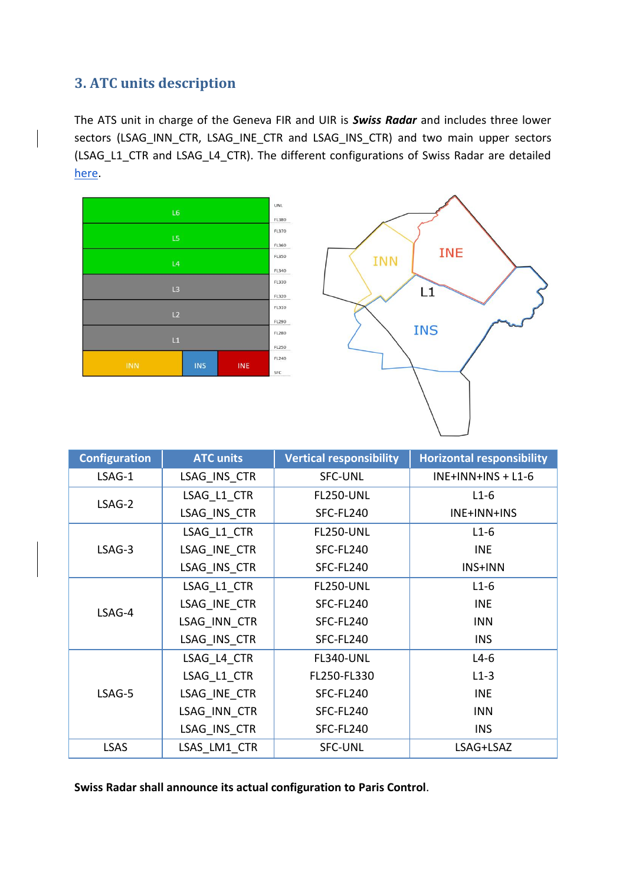## 3. ATC units description

The ATS unit in charge of the Geneva FIR and UIR is ***Swiss Radar*** and includes three lower sectors (LSAG_INN_CTR, LSAG_INE_CTR and LSAG_INS_CTR) and two main upper sectors (LSAG_L1_CTR and LSAG_L4_CTR). The different configurations of Swiss Radar are detailed [here](#).

UNL
L6
FL380
FL370
L5
FL360
FL350
L4
FL340
FL330
L3
FL320
FL310
L2
FL290
FL280
L1
FL250
FL240
INN
INS
INE
SFC

INN
INE
L1
INS

| Configuration | ATC units | Vertical responsibility | Horizontal responsibility |
|---|---|---|---|
| LSAG-1 | LSAG_INS_CTR | SFC-UNL | INE+INN+INS + L1-6 |
| LSAG-2 | LSAG_L1_CTR | FL250-UNL | L1-6 |
| | LSAG_INS_CTR | SFC-FL240 | INE+INN+INS |
| LSAG-3 | LSAG_L1_CTR | FL250-UNL | L1-6 |
| | LSAG_INE_CTR | SFC-FL240 | INE |
| | LSAG_INS_CTR | SFC-FL240 | INS+INN |
| LSAG-4 | LSAG_L1_CTR | FL250-UNL | L1-6 |
| | LSAG_INE_CTR | SFC-FL240 | INE |
| | LSAG_INN_CTR | SFC-FL240 | INN |
| | LSAG_INS_CTR | SFC-FL240 | INS |
| LSAG-5 | LSAG_L4_CTR | FL340-UNL | L4-6 |
| | LSAG_L1_CTR | FL250-FL330 | L1-3 |
| | LSAG_INE_CTR | SFC-FL240 | INE |
| | LSAG_INN_CTR | SFC-FL240 | INN |
| | LSAG_INS_CTR | SFC-FL240 | INS |
| LSAS | LSAS_LM1_CTR | SFC-UNL | LSAG+LSAZ |

**Swiss Radar shall announce its actual configuration to Paris Control**.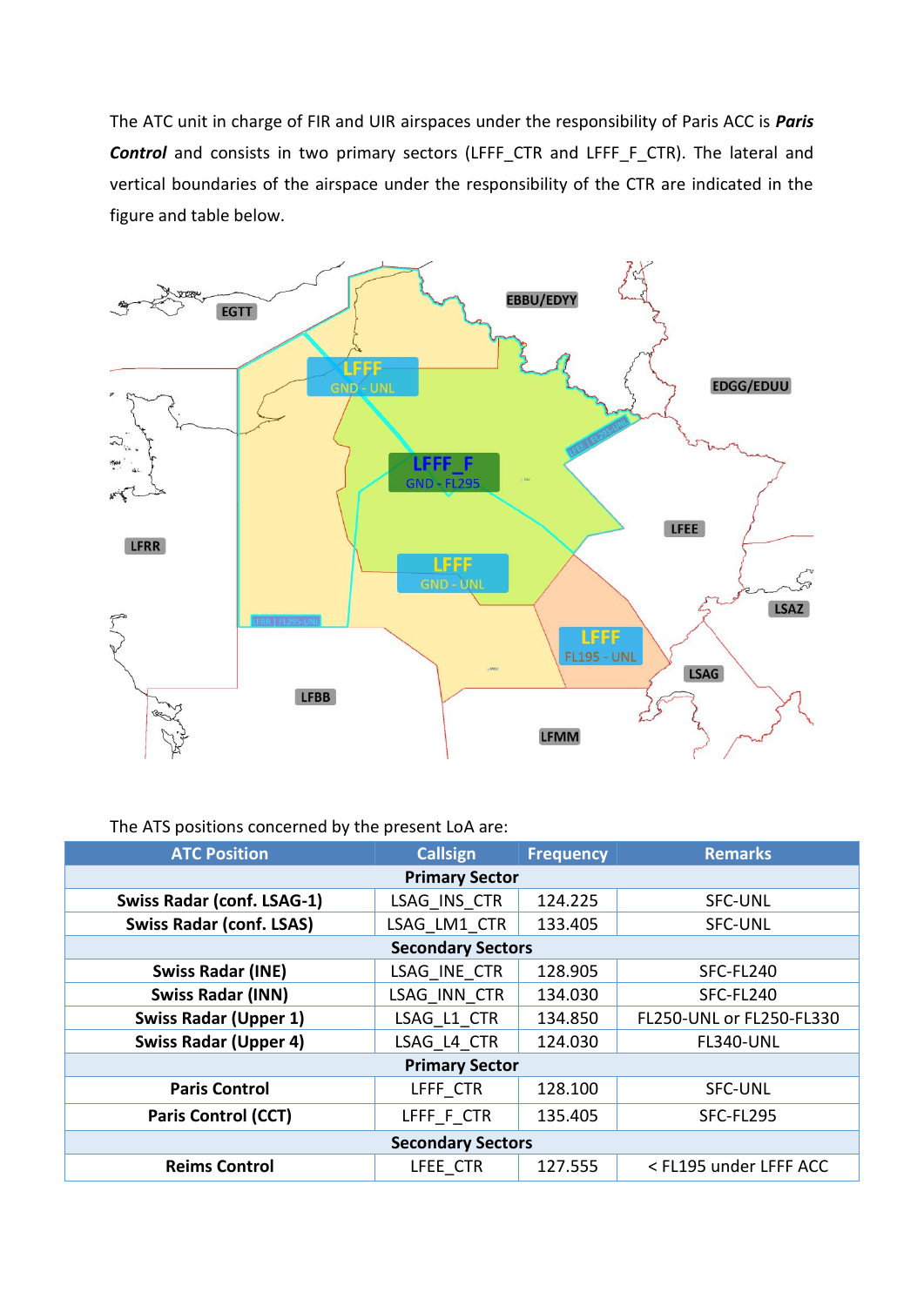The ATC unit in charge of FIR and UIR airspaces under the responsibility of Paris ACC is ***Paris Control*** and consists in two primary sectors (LFFF_CTR and LFFF_F_CTR). The lateral and vertical boundaries of the airspace under the responsibility of the CTR are indicated in the figure and table below.

EGTT

EBBU/EDYY

EDGG/EDUU

LFFF
GND - UNL

LFFF_F
GND - FL295

LFEE | FL295-UNL

LFRR

LFEE

LFFF
GND - UNL

LSAZ

LFFF
FL195 - UNL

LSAG

LFRR | FL295-UNL

LFBB

LFMM

The ATS positions concerned by the present LoA are:

| ATC Position | Callsign | Frequency | Remarks |
|---|---|---|---|
| **Primary Sector** | | | |
| **Swiss Radar (conf. LSAG-1)** | LSAG_INS_CTR | 124.225 | SFC-UNL |
| **Swiss Radar (conf. LSAS)** | LSAG_LM1_CTR | 133.405 | SFC-UNL |
| **Secondary Sectors** | | | |
| **Swiss Radar (INE)** | LSAG_INE_CTR | 128.905 | SFC-FL240 |
| **Swiss Radar (INN)** | LSAG_INN_CTR | 134.030 | SFC-FL240 |
| **Swiss Radar (Upper 1)** | LSAG_L1_CTR | 134.850 | FL250-UNL or FL250-FL330 |
| **Swiss Radar (Upper 4)** | LSAG_L4_CTR | 124.030 | FL340-UNL |
| **Primary Sector** | | | |
| **Paris Control** | LFFF_CTR | 128.100 | SFC-UNL |
| **Paris Control (CCT)** | LFFF_F_CTR | 135.405 | SFC-FL295 |
| **Secondary Sectors** | | | |
| **Reims Control** | LFEE_CTR | 127.555 | < FL195 under LFFF ACC |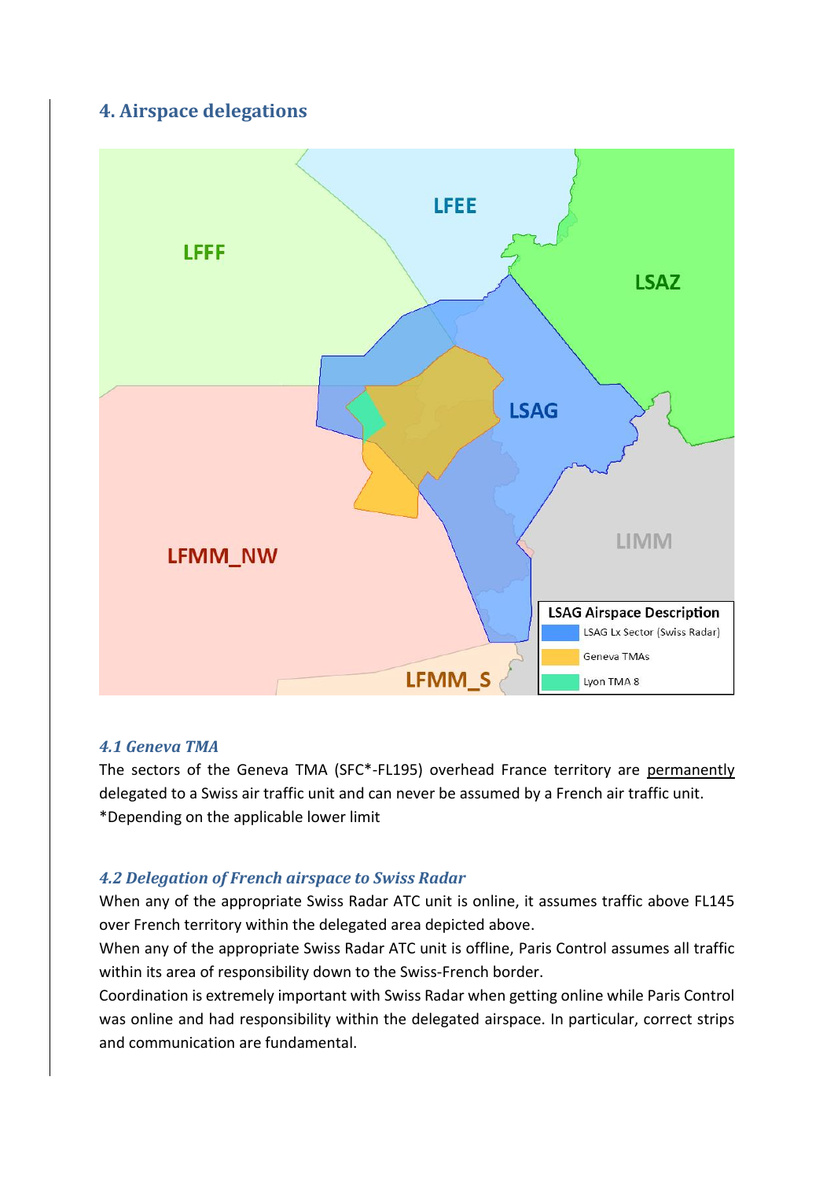## 4. Airspace delegations

LFEE

LFFF

LSAZ

LSAG

LIMM

LFMM_NW

LFMM_S

LSAG Airspace Description

LSAG Lx Sector (Swiss Radar)

Geneva TMAs

Lyon TMA 8

### 4.1 Geneva TMA

The sectors of the Geneva TMA (SFC*-FL195) overhead France territory are permanently delegated to a Swiss air traffic unit and can never be assumed by a French air traffic unit.
*Depending on the applicable lower limit

### 4.2 Delegation of French airspace to Swiss Radar

When any of the appropriate Swiss Radar ATC unit is online, it assumes traffic above FL145 over French territory within the delegated area depicted above.

When any of the appropriate Swiss Radar ATC unit is offline, Paris Control assumes all traffic within its area of responsibility down to the Swiss-French border.

Coordination is extremely important with Swiss Radar when getting online while Paris Control was online and had responsibility within the delegated airspace. In particular, correct strips and communication are fundamental.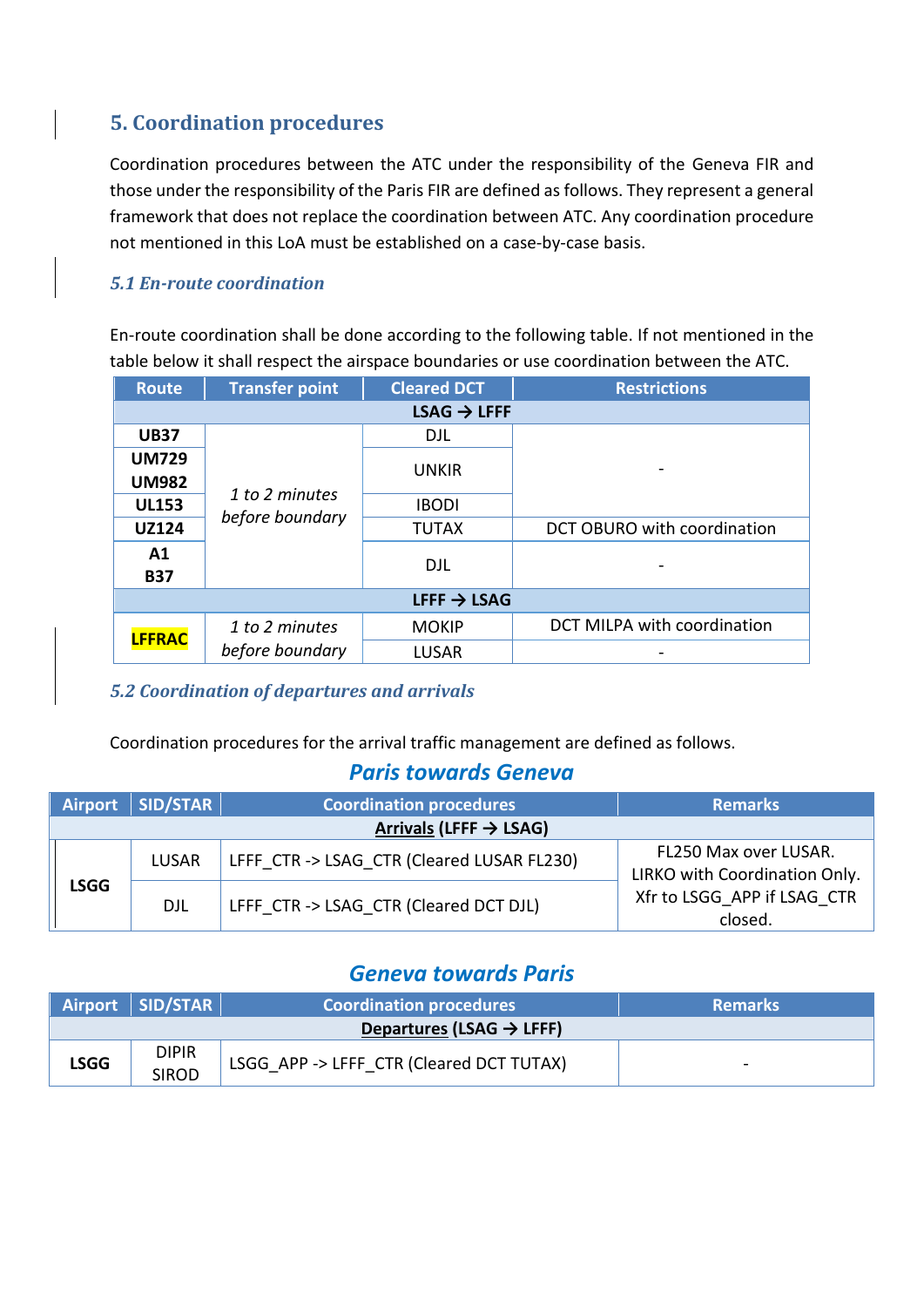## 5. Coordination procedures

Coordination procedures between the ATC under the responsibility of the Geneva FIR and those under the responsibility of the Paris FIR are defined as follows. They represent a general framework that does not replace the coordination between ATC. Any coordination procedure not mentioned in this LoA must be established on a case-by-case basis.

### *5.1 En-route coordination*

En-route coordination shall be done according to the following table. If not mentioned in the table below it shall respect the airspace boundaries or use coordination between the ATC.

| Route | Transfer point | Cleared DCT | Restrictions |
|---|---|---|---|
| | | **LSAG → LFFF** | |
| **UB37** | *1 to 2 minutes before boundary* | DJL | - |
| **UM729**<br>**UM982** | | UNKIR | |
| **UL153** | | IBODI | |
| **UZ124** | | TUTAX | DCT OBURO with coordination |
| **A1**<br>**B37** | | DJL | - |
| | | **LFFF → LSAG** | |
| **LFFRAC** | *1 to 2 minutes before boundary* | MOKIP | DCT MILPA with coordination |
| | | LUSAR | - |

### *5.2 Coordination of departures and arrivals*

Coordination procedures for the arrival traffic management are defined as follows.

#### *Paris towards Geneva*

| Airport | SID/STAR | Coordination procedures | Remarks |
|---|---|---|---|
| | | **Arrivals (LFFF → LSAG)** | |
| **LSGG** | LUSAR | LFFF_CTR -> LSAG_CTR (Cleared LUSAR FL230) | FL250 Max over LUSAR.<br>LIRKO with Coordination Only.<br>Xfr to LSGG_APP if LSAG_CTR closed. |
| | DJL | LFFF_CTR -> LSAG_CTR (Cleared DCT DJL) | |

#### *Geneva towards Paris*

| Airport | SID/STAR | Coordination procedures | Remarks |
|---|---|---|---|
| | | **Departures (LSAG → LFFF)** | |
| **LSGG** | DIPIR<br>SIROD | LSGG_APP -> LFFF_CTR (Cleared DCT TUTAX) | - |